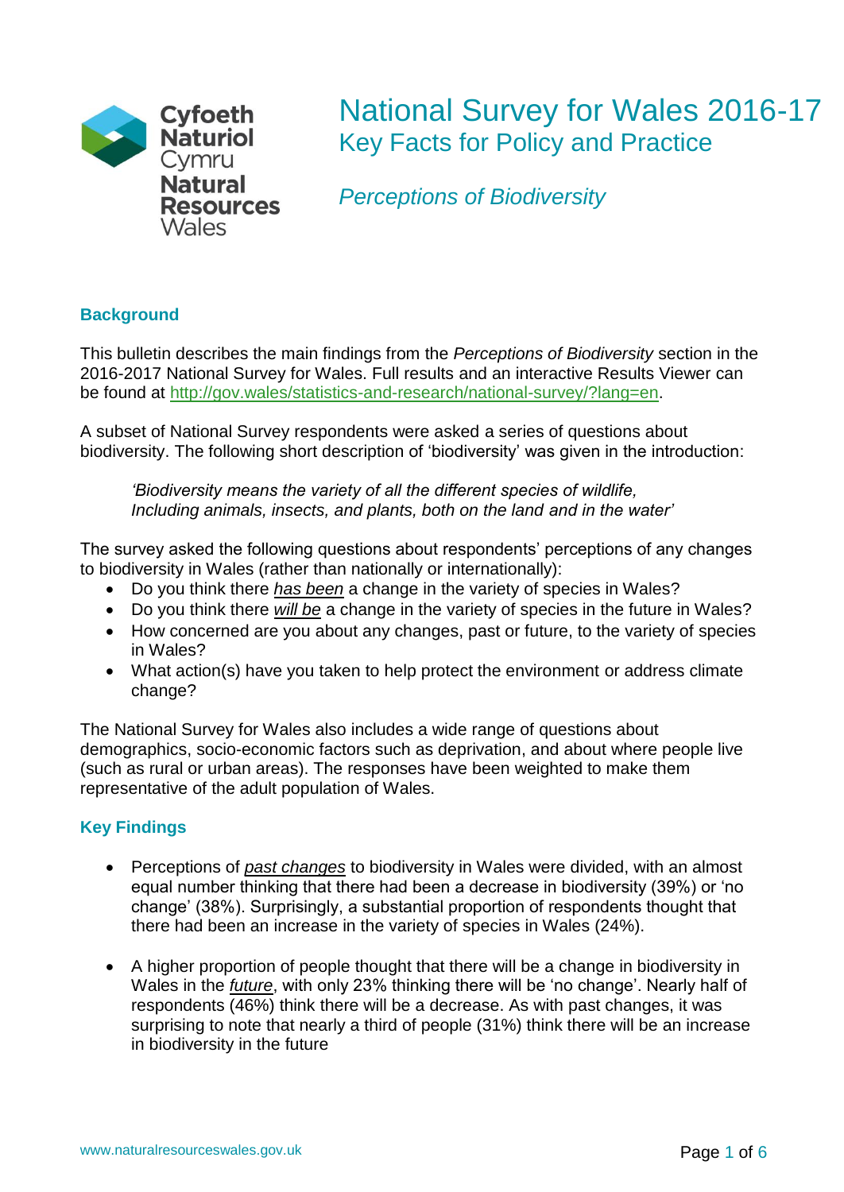Cyfoeth Naturiol Cymru
Natural Resources Wales

# National Survey for Wales 2016-17
## Key Facts for Policy and Practice

*Perceptions of Biodiversity*

### Background

This bulletin describes the main findings from the *Perceptions of Biodiversity* section in the 2016-2017 National Survey for Wales. Full results and an interactive Results Viewer can be found at [http://gov.wales/statistics-and-research/national-survey/?lang=en](http://gov.wales/statistics-and-research/national-survey/?lang=en).

A subset of National Survey respondents were asked a series of questions about biodiversity. The following short description of 'biodiversity' was given in the introduction:

> *'Biodiversity means the variety of all the different species of wildlife, Including animals, insects, and plants, both on the land and in the water'*

The survey asked the following questions about respondents' perceptions of any changes to biodiversity in Wales (rather than nationally or internationally):

- Do you think there *has been* a change in the variety of species in Wales?
- Do you think there *will be* a change in the variety of species in the future in Wales?
- How concerned are you about any changes, past or future, to the variety of species in Wales?
- What action(s) have you taken to help protect the environment or address climate change?

The National Survey for Wales also includes a wide range of questions about demographics, socio-economic factors such as deprivation, and about where people live (such as rural or urban areas). The responses have been weighted to make them representative of the adult population of Wales.

### Key Findings

- Perceptions of *past changes* to biodiversity in Wales were divided, with an almost equal number thinking that there had been a decrease in biodiversity (39%) or 'no change' (38%). Surprisingly, a substantial proportion of respondents thought that there had been an increase in the variety of species in Wales (24%).

- A higher proportion of people thought that there will be a change in biodiversity in Wales in the *future*, with only 23% thinking there will be 'no change'. Nearly half of respondents (46%) think there will be a decrease. As with past changes, it was surprising to note that nearly a third of people (31%) think there will be an increase in biodiversity in the future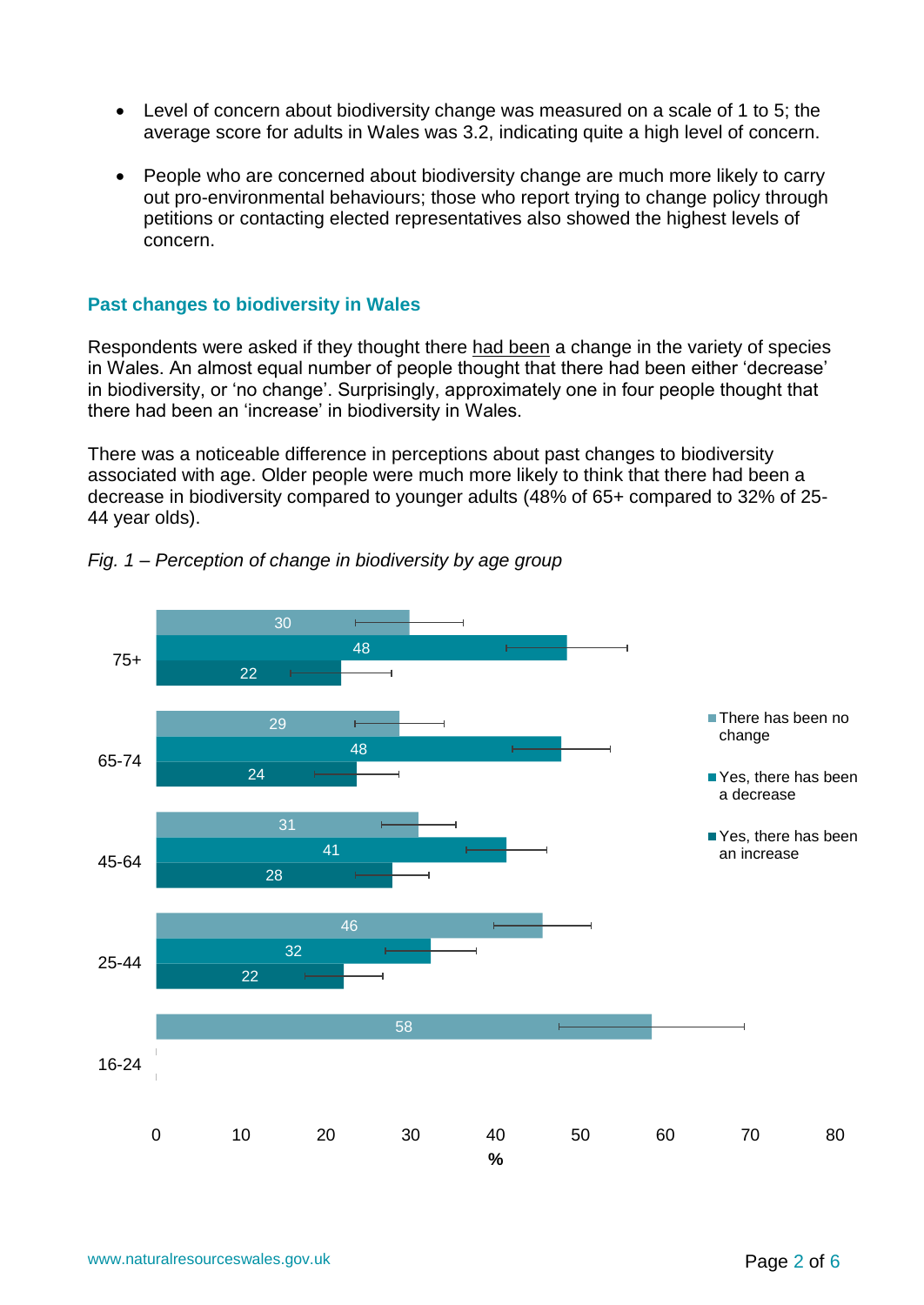- Level of concern about biodiversity change was measured on a scale of 1 to 5; the average score for adults in Wales was 3.2, indicating quite a high level of concern.
- People who are concerned about biodiversity change are much more likely to carry out pro-environmental behaviours; those who report trying to change policy through petitions or contacting elected representatives also showed the highest levels of concern.

### Past changes to biodiversity in Wales

Respondents were asked if they thought there had been a change in the variety of species in Wales. An almost equal number of people thought that there had been either 'decrease' in biodiversity, or 'no change'. Surprisingly, approximately one in four people thought that there had been an 'increase' in biodiversity in Wales.

There was a noticeable difference in perceptions about past changes to biodiversity associated with age. Older people were much more likely to think that there had been a decrease in biodiversity compared to younger adults (48% of 65+ compared to 32% of 25-44 year olds).

*Fig. 1 – Perception of change in biodiversity by age group*

| Age group | There has been no change (%) | Yes, there has been a decrease (%) | Yes, there has been an increase (%) |
|---|---|---|---|
| 75+ | 30 | 48 | 22 |
| 65-74 | 29 | 48 | 24 |
| 45-64 | 31 | 41 | 28 |
| 25-44 | 46 | 32 | 22 |
| 16-24 | 58 | | |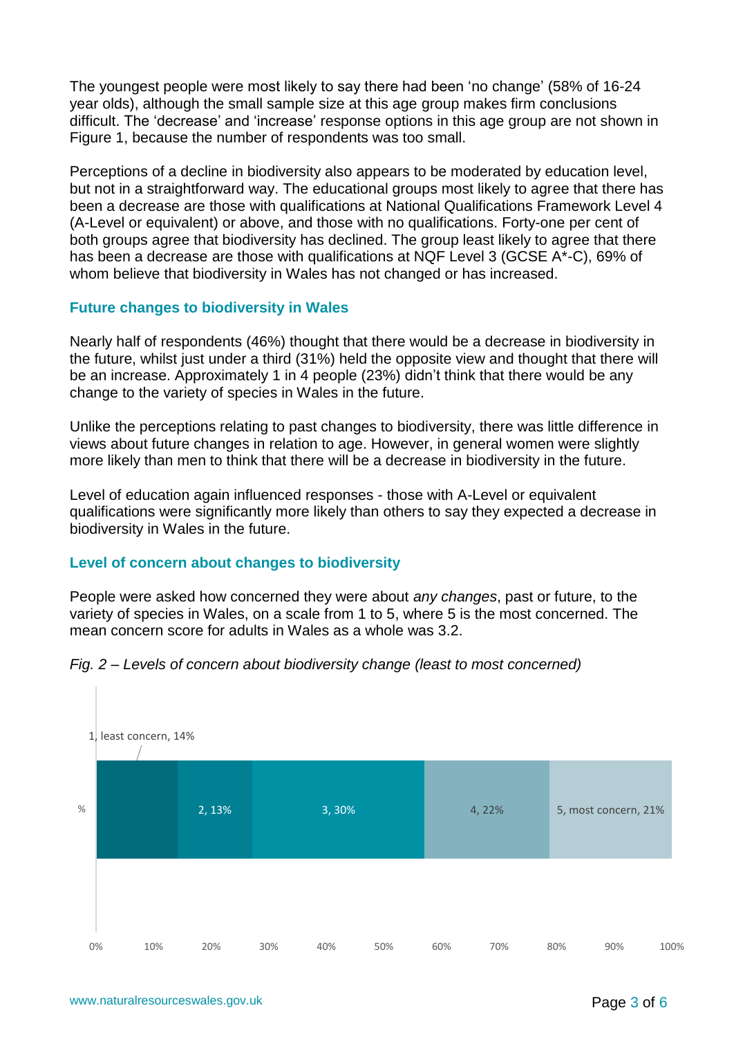The youngest people were most likely to say there had been 'no change' (58% of 16-24 year olds), although the small sample size at this age group makes firm conclusions difficult. The 'decrease' and 'increase' response options in this age group are not shown in Figure 1, because the number of respondents was too small.

Perceptions of a decline in biodiversity also appears to be moderated by education level, but not in a straightforward way. The educational groups most likely to agree that there has been a decrease are those with qualifications at National Qualifications Framework Level 4 (A-Level or equivalent) or above, and those with no qualifications. Forty-one per cent of both groups agree that biodiversity has declined. The group least likely to agree that there has been a decrease are those with qualifications at NQF Level 3 (GCSE A*-C), 69% of whom believe that biodiversity in Wales has not changed or has increased.

### Future changes to biodiversity in Wales

Nearly half of respondents (46%) thought that there would be a decrease in biodiversity in the future, whilst just under a third (31%) held the opposite view and thought that there will be an increase. Approximately 1 in 4 people (23%) didn't think that there would be any change to the variety of species in Wales in the future.

Unlike the perceptions relating to past changes to biodiversity, there was little difference in views about future changes in relation to age. However, in general women were slightly more likely than men to think that there will be a decrease in biodiversity in the future.

Level of education again influenced responses - those with A-Level or equivalent qualifications were significantly more likely than others to say they expected a decrease in biodiversity in Wales in the future.

### Level of concern about changes to biodiversity

People were asked how concerned they were about *any changes*, past or future, to the variety of species in Wales, on a scale from 1 to 5, where 5 is the most concerned. The mean concern score for adults in Wales as a whole was 3.2.

*Fig. 2 – Levels of concern about biodiversity change (least to most concerned)*

| Level of concern | % |
| --- | --- |
| 1, least concern | 14% |
| 2 | 13% |
| 3 | 30% |
| 4 | 22% |
| 5, most concern | 21% |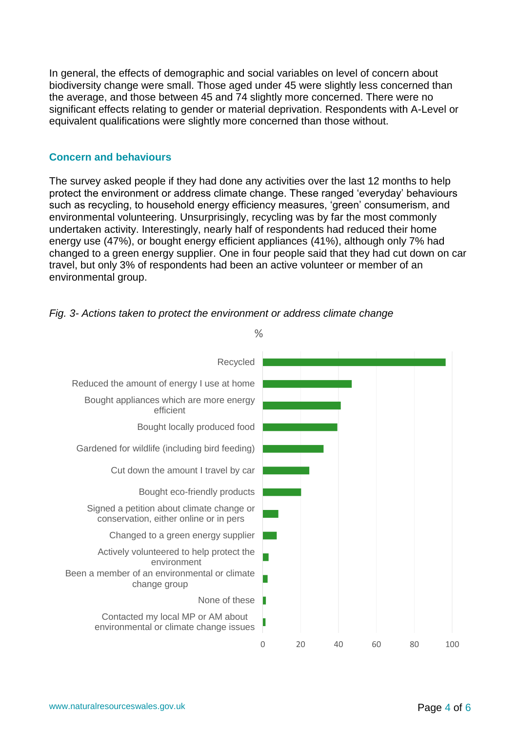In general, the effects of demographic and social variables on level of concern about biodiversity change were small. Those aged under 45 were slightly less concerned than the average, and those between 45 and 74 slightly more concerned. There were no significant effects relating to gender or material deprivation. Respondents with A-Level or equivalent qualifications were slightly more concerned than those without.

## Concern and behaviours

The survey asked people if they had done any activities over the last 12 months to help protect the environment or address climate change. These ranged 'everyday' behaviours such as recycling, to household energy efficiency measures, 'green' consumerism, and environmental volunteering. Unsurprisingly, recycling was by far the most commonly undertaken activity. Interestingly, nearly half of respondents had reduced their home energy use (47%), or bought energy efficient appliances (41%), although only 7% had changed to a green energy supplier. One in four people said that they had cut down on car travel, but only 3% of respondents had been an active volunteer or member of an environmental group.

*Fig. 3- Actions taken to protect the environment or address climate change*

%

- Recycled
- Reduced the amount of energy I use at home
- Bought appliances which are more energy efficient
- Bought locally produced food
- Gardened for wildlife (including bird feeding)
- Cut down the amount I travel by car
- Bought eco-friendly products
- Signed a petition about climate change or conservation, either online or in pers
- Changed to a green energy supplier
- Actively volunteered to help protect the environment
- Been a member of an environmental or climate change group
- None of these
- Contacted my local MP or AM about environmental or climate change issues

0 20 40 60 80 100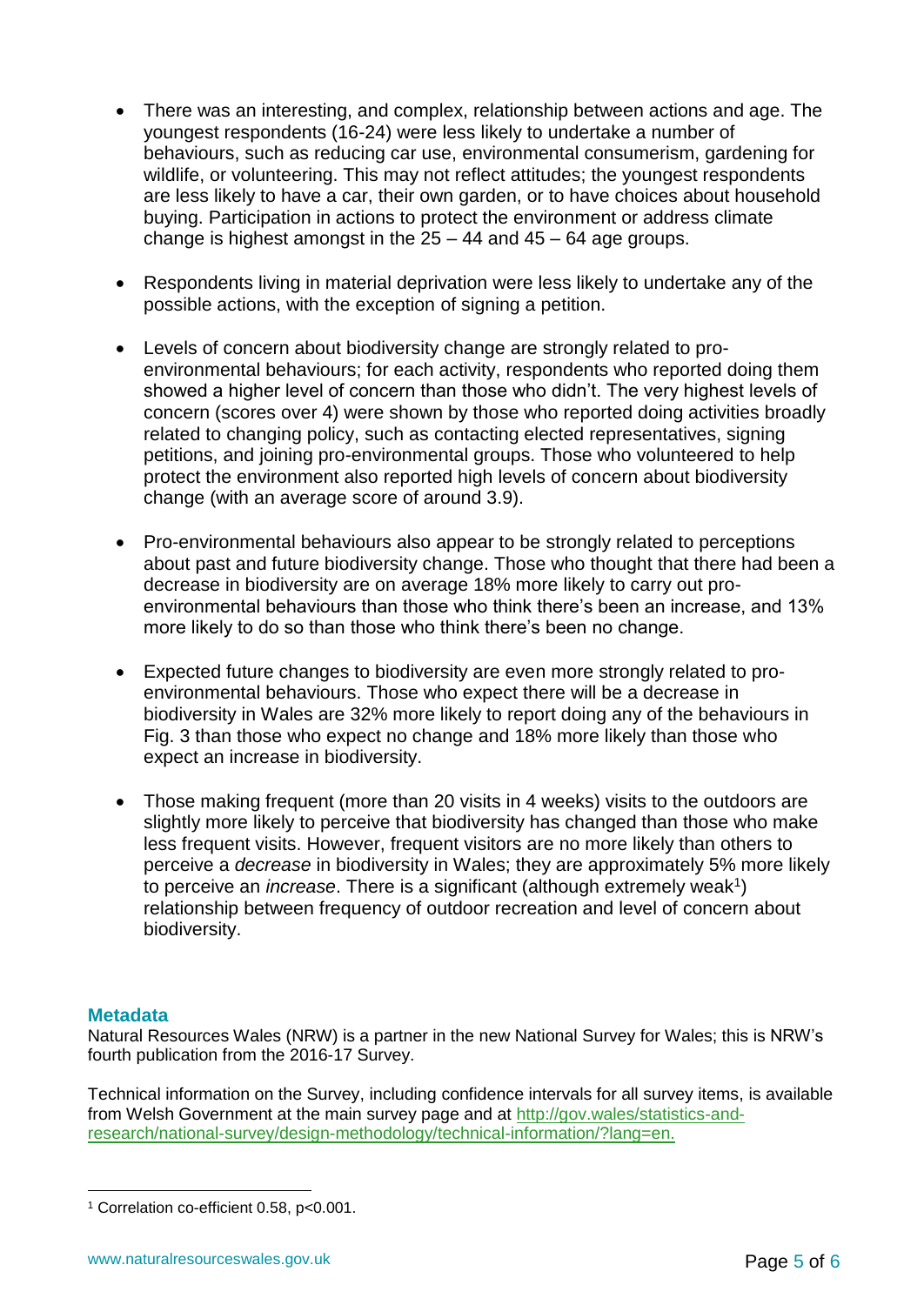- There was an interesting, and complex, relationship between actions and age. The youngest respondents (16-24) were less likely to undertake a number of behaviours, such as reducing car use, environmental consumerism, gardening for wildlife, or volunteering. This may not reflect attitudes; the youngest respondents are less likely to have a car, their own garden, or to have choices about household buying. Participation in actions to protect the environment or address climate change is highest amongst in the 25 – 44 and 45 – 64 age groups.

- Respondents living in material deprivation were less likely to undertake any of the possible actions, with the exception of signing a petition.

- Levels of concern about biodiversity change are strongly related to pro-environmental behaviours; for each activity, respondents who reported doing them showed a higher level of concern than those who didn't. The very highest levels of concern (scores over 4) were shown by those who reported doing activities broadly related to changing policy, such as contacting elected representatives, signing petitions, and joining pro-environmental groups. Those who volunteered to help protect the environment also reported high levels of concern about biodiversity change (with an average score of around 3.9).

- Pro-environmental behaviours also appear to be strongly related to perceptions about past and future biodiversity change. Those who thought that there had been a decrease in biodiversity are on average 18% more likely to carry out pro-environmental behaviours than those who think there's been an increase, and 13% more likely to do so than those who think there's been no change.

- Expected future changes to biodiversity are even more strongly related to pro-environmental behaviours. Those who expect there will be a decrease in biodiversity in Wales are 32% more likely to report doing any of the behaviours in Fig. 3 than those who expect no change and 18% more likely than those who expect an increase in biodiversity.

- Those making frequent (more than 20 visits in 4 weeks) visits to the outdoors are slightly more likely to perceive that biodiversity has changed than those who make less frequent visits. However, frequent visitors are no more likely than others to perceive a *decrease* in biodiversity in Wales; they are approximately 5% more likely to perceive an *increase*. There is a significant (although extremely weak[1]) relationship between frequency of outdoor recreation and level of concern about biodiversity.

## Metadata

Natural Resources Wales (NRW) is a partner in the new National Survey for Wales; this is NRW's fourth publication from the 2016-17 Survey.

Technical information on the Survey, including confidence intervals for all survey items, is available from Welsh Government at the main survey page and at http://gov.wales/statistics-and-research/national-survey/design-methodology/technical-information/?lang=en.

[1] Correlation co-efficient 0.58, $p<0.001$.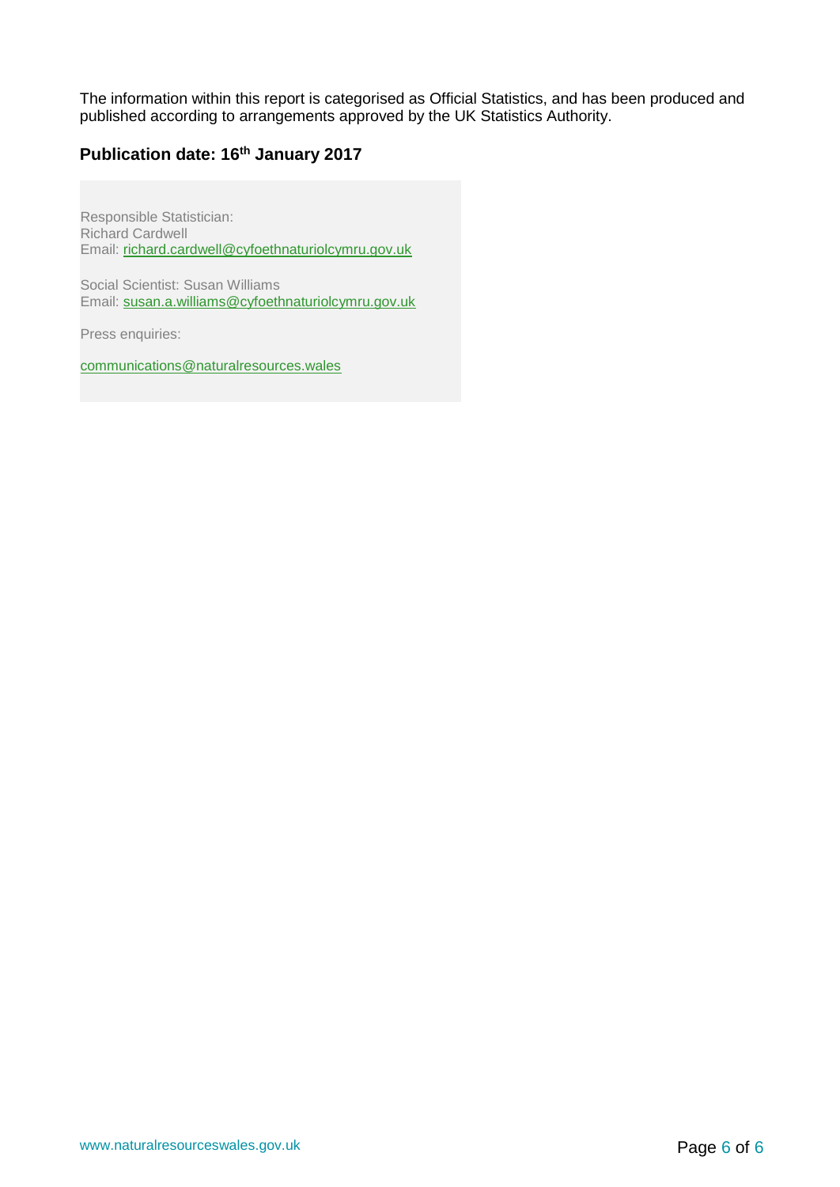The information within this report is categorised as Official Statistics, and has been produced and published according to arrangements approved by the UK Statistics Authority.

**Publication date: 16th January 2017**

Responsible Statistician:
Richard Cardwell
Email: richard.cardwell@cyfoethnaturiolcymru.gov.uk

Social Scientist: Susan Williams
Email: susan.a.williams@cyfoethnaturiolcymru.gov.uk

Press enquiries:

communications@naturalresources.wales